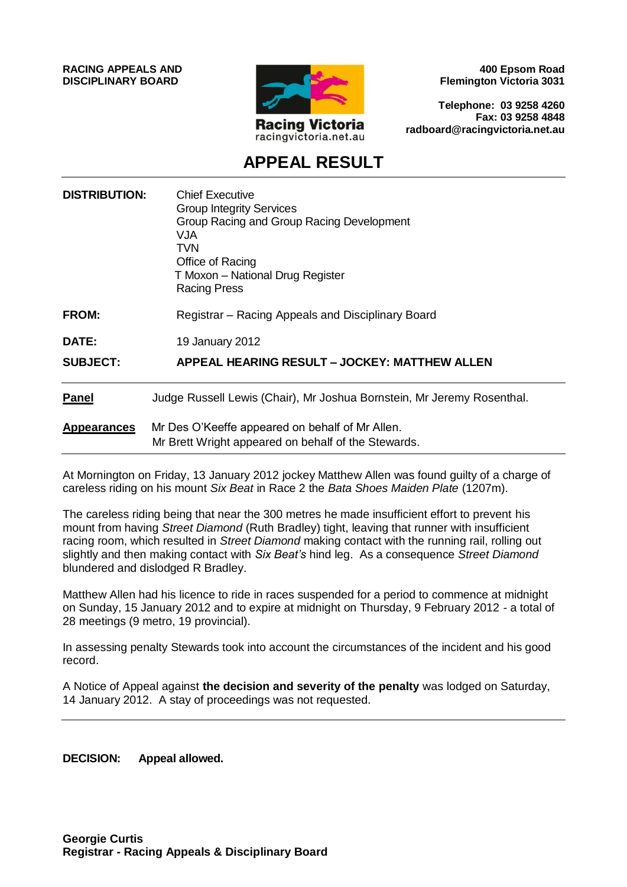**RACING APPEALS AND DISCIPLINARY BOARD**

Racing Victoria
racingvictoria.net.au

**400 Epsom Road**
**Flemington Victoria 3031**

**Telephone: 03 9258 4260**
**Fax: 03 9258 4848**
**radboard@racingvictoria.net.au**

# APPEAL RESULT

| | |
|---|---|
| **DISTRIBUTION:** | Chief Executive<br>Group Integrity Services<br>Group Racing and Group Racing Development<br>VJA<br>TVN<br>Office of Racing<br>T Moxon – National Drug Register<br>Racing Press |
| **FROM:** | Registrar – Racing Appeals and Disciplinary Board |
| **DATE:** | 19 January 2012 |
| **SUBJECT:** | **APPEAL HEARING RESULT – JOCKEY: MATTHEW ALLEN** |

**Panel** Judge Russell Lewis (Chair), Mr Joshua Bornstein, Mr Jeremy Rosenthal.

**Appearances** Mr Des O'Keeffe appeared on behalf of Mr Allen.
Mr Brett Wright appeared on behalf of the Stewards.

At Mornington on Friday, 13 January 2012 jockey Matthew Allen was found guilty of a charge of careless riding on his mount *Six Beat* in Race 2 the *Bata Shoes Maiden Plate* (1207m).

The careless riding being that near the 300 metres he made insufficient effort to prevent his mount from having *Street Diamond* (Ruth Bradley) tight, leaving that runner with insufficient racing room, which resulted in *Street Diamond* making contact with the running rail, rolling out slightly and then making contact with *Six Beat's* hind leg. As a consequence *Street Diamond* blundered and dislodged R Bradley.

Matthew Allen had his licence to ride in races suspended for a period to commence at midnight on Sunday, 15 January 2012 and to expire at midnight on Thursday, 9 February 2012 - a total of 28 meetings (9 metro, 19 provincial).

In assessing penalty Stewards took into account the circumstances of the incident and his good record.

A Notice of Appeal against **the decision and severity of the penalty** was lodged on Saturday, 14 January 2012. A stay of proceedings was not requested.

**DECISION: Appeal allowed.**

**Georgie Curtis**
**Registrar - Racing Appeals & Disciplinary Board**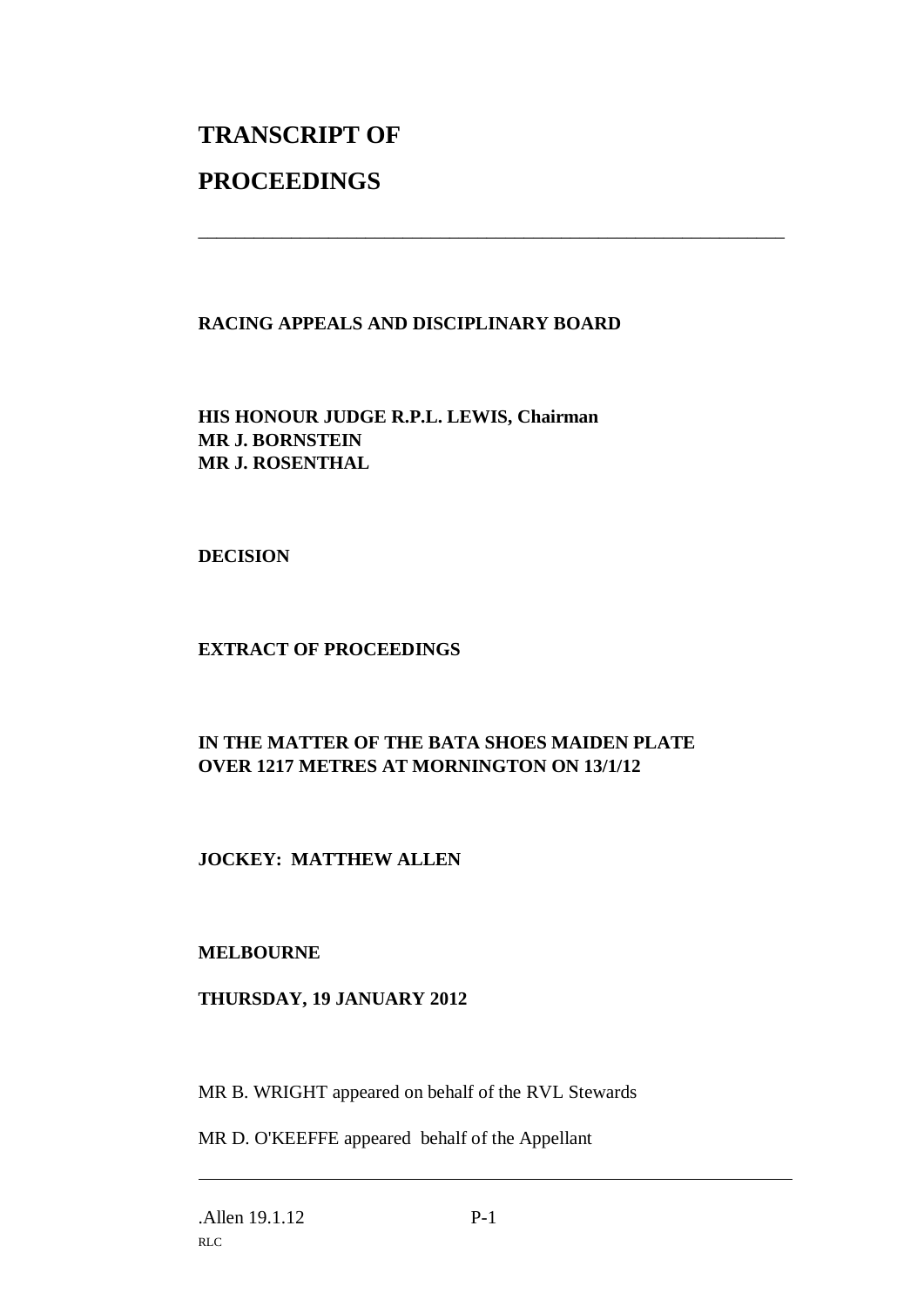# TRANSCRIPT OF

# PROCEEDINGS

---

**RACING APPEALS AND DISCIPLINARY BOARD**

**HIS HONOUR JUDGE R.P.L. LEWIS, Chairman**
**MR J. BORNSTEIN**
**MR J. ROSENTHAL**

**DECISION**

**EXTRACT OF PROCEEDINGS**

**IN THE MATTER OF THE BATA SHOES MAIDEN PLATE OVER 1217 METRES AT MORNINGTON ON 13/1/12**

**JOCKEY: MATTHEW ALLEN**

**MELBOURNE**

**THURSDAY, 19 JANUARY 2012**

MR B. WRIGHT appeared on behalf of the RVL Stewards

MR D. O'KEEFFE appeared behalf of the Appellant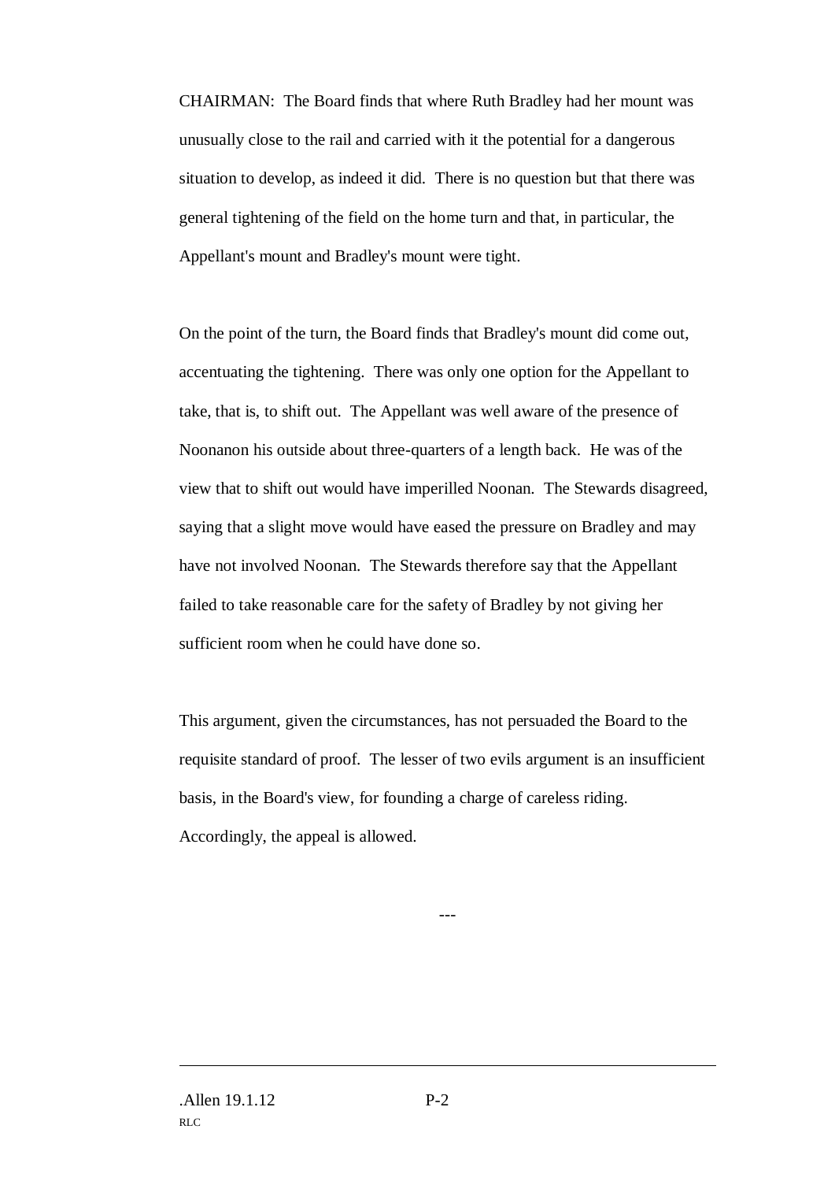CHAIRMAN: The Board finds that where Ruth Bradley had her mount was unusually close to the rail and carried with it the potential for a dangerous situation to develop, as indeed it did. There is no question but that there was general tightening of the field on the home turn and that, in particular, the Appellant's mount and Bradley's mount were tight.

On the point of the turn, the Board finds that Bradley's mount did come out, accentuating the tightening. There was only one option for the Appellant to take, that is, to shift out. The Appellant was well aware of the presence of Noonanon his outside about three-quarters of a length back. He was of the view that to shift out would have imperilled Noonan. The Stewards disagreed, saying that a slight move would have eased the pressure on Bradley and may have not involved Noonan. The Stewards therefore say that the Appellant failed to take reasonable care for the safety of Bradley by not giving her sufficient room when he could have done so.

This argument, given the circumstances, has not persuaded the Board to the requisite standard of proof. The lesser of two evils argument is an insufficient basis, in the Board's view, for founding a charge of careless riding. Accordingly, the appeal is allowed.

---